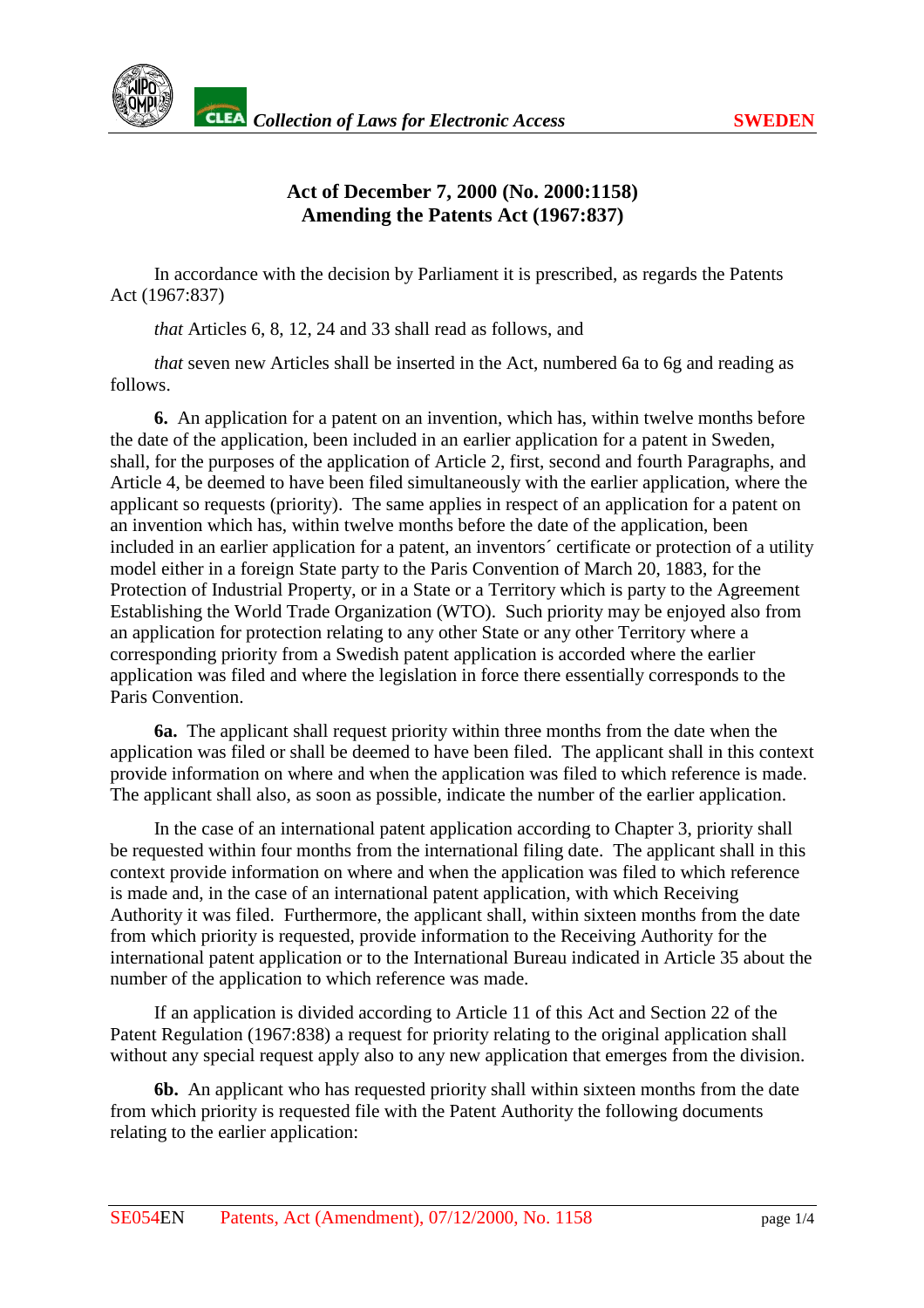# Act of December 7, 2000 (No. 2000:1158) Amending the Patents Act (1967:837)

In accordance with the decision by Parliament it is prescribed, as regards the Patents Act (1967:837)

*that* Articles 6, 8, 12, 24 and 33 shall read as follows, and

*that* seven new Articles shall be inserted in the Act, numbered 6a to 6g and reading as follows.

**6.** An application for a patent on an invention, which has, within twelve months before the date of the application, been included in an earlier application for a patent in Sweden, shall, for the purposes of the application of Article 2, first, second and fourth Paragraphs, and Article 4, be deemed to have been filed simultaneously with the earlier application, where the applicant so requests (priority). The same applies in respect of an application for a patent on an invention which has, within twelve months before the date of the application, been included in an earlier application for a patent, an inventors´ certificate or protection of a utility model either in a foreign State party to the Paris Convention of March 20, 1883, for the Protection of Industrial Property, or in a State or a Territory which is party to the Agreement Establishing the World Trade Organization (WTO). Such priority may be enjoyed also from an application for protection relating to any other State or any other Territory where a corresponding priority from a Swedish patent application is accorded where the earlier application was filed and where the legislation in force there essentially corresponds to the Paris Convention.

**6a.** The applicant shall request priority within three months from the date when the application was filed or shall be deemed to have been filed. The applicant shall in this context provide information on where and when the application was filed to which reference is made. The applicant shall also, as soon as possible, indicate the number of the earlier application.

In the case of an international patent application according to Chapter 3, priority shall be requested within four months from the international filing date. The applicant shall in this context provide information on where and when the application was filed to which reference is made and, in the case of an international patent application, with which Receiving Authority it was filed. Furthermore, the applicant shall, within sixteen months from the date from which priority is requested, provide information to the Receiving Authority for the international patent application or to the International Bureau indicated in Article 35 about the number of the application to which reference was made.

If an application is divided according to Article 11 of this Act and Section 22 of the Patent Regulation (1967:838) a request for priority relating to the original application shall without any special request apply also to any new application that emerges from the division.

**6b.** An applicant who has requested priority shall within sixteen months from the date from which priority is requested file with the Patent Authority the following documents relating to the earlier application: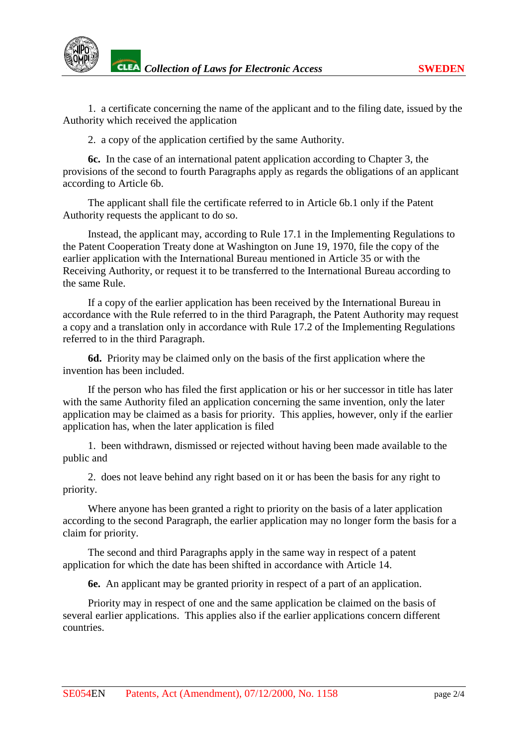1. a certificate concerning the name of the applicant and to the filing date, issued by the Authority which received the application

2. a copy of the application certified by the same Authority.

**6c.** In the case of an international patent application according to Chapter 3, the provisions of the second to fourth Paragraphs apply as regards the obligations of an applicant according to Article 6b.

The applicant shall file the certificate referred to in Article 6b.1 only if the Patent Authority requests the applicant to do so.

Instead, the applicant may, according to Rule 17.1 in the Implementing Regulations to the Patent Cooperation Treaty done at Washington on June 19, 1970, file the copy of the earlier application with the International Bureau mentioned in Article 35 or with the Receiving Authority, or request it to be transferred to the International Bureau according to the same Rule.

If a copy of the earlier application has been received by the International Bureau in accordance with the Rule referred to in the third Paragraph, the Patent Authority may request a copy and a translation only in accordance with Rule 17.2 of the Implementing Regulations referred to in the third Paragraph.

**6d.** Priority may be claimed only on the basis of the first application where the invention has been included.

If the person who has filed the first application or his or her successor in title has later with the same Authority filed an application concerning the same invention, only the later application may be claimed as a basis for priority. This applies, however, only if the earlier application has, when the later application is filed

1. been withdrawn, dismissed or rejected without having been made available to the public and

2. does not leave behind any right based on it or has been the basis for any right to priority.

Where anyone has been granted a right to priority on the basis of a later application according to the second Paragraph, the earlier application may no longer form the basis for a claim for priority.

The second and third Paragraphs apply in the same way in respect of a patent application for which the date has been shifted in accordance with Article 14.

**6e.** An applicant may be granted priority in respect of a part of an application.

Priority may in respect of one and the same application be claimed on the basis of several earlier applications. This applies also if the earlier applications concern different countries.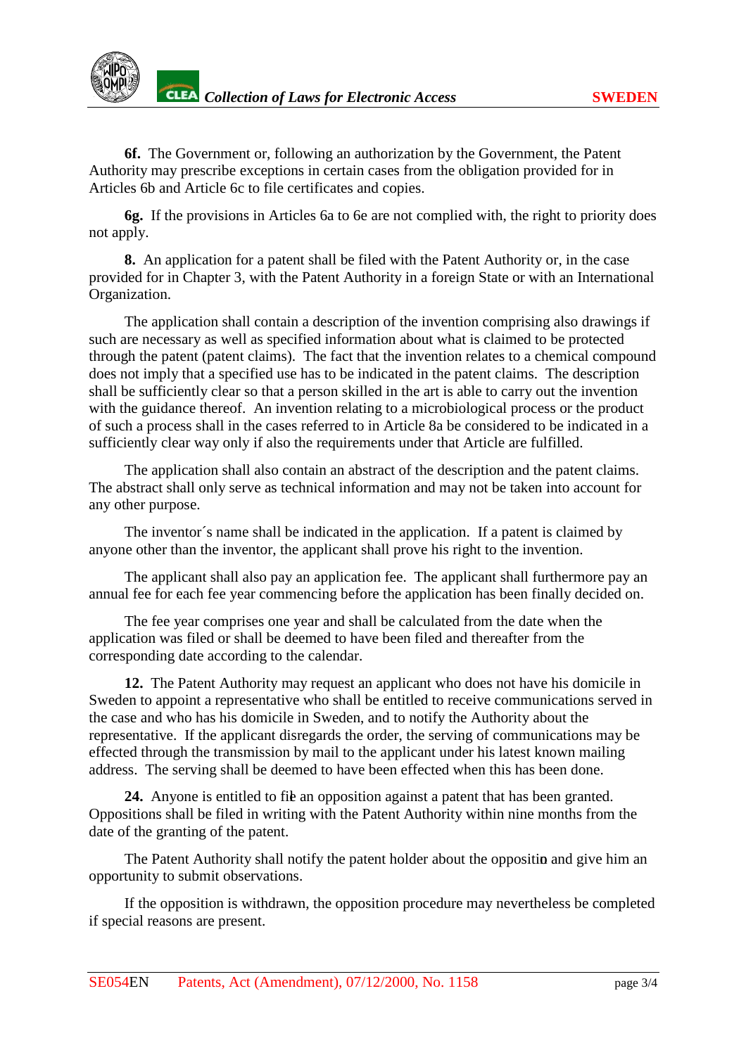**6f.** The Government or, following an authorization by the Government, the Patent Authority may prescribe exceptions in certain cases from the obligation provided for in Articles 6b and Article 6c to file certificates and copies.

**6g.** If the provisions in Articles 6a to 6e are not complied with, the right to priority does not apply.

**8.** An application for a patent shall be filed with the Patent Authority or, in the case provided for in Chapter 3, with the Patent Authority in a foreign State or with an International Organization.

The application shall contain a description of the invention comprising also drawings if such are necessary as well as specified information about what is claimed to be protected through the patent (patent claims). The fact that the invention relates to a chemical compound does not imply that a specified use has to be indicated in the patent claims. The description shall be sufficiently clear so that a person skilled in the art is able to carry out the invention with the guidance thereof. An invention relating to a microbiological process or the product of such a process shall in the cases referred to in Article 8a be considered to be indicated in a sufficiently clear way only if also the requirements under that Article are fulfilled.

The application shall also contain an abstract of the description and the patent claims. The abstract shall only serve as technical information and may not be taken into account for any other purpose.

The inventor´s name shall be indicated in the application. If a patent is claimed by anyone other than the inventor, the applicant shall prove his right to the invention.

The applicant shall also pay an application fee. The applicant shall furthermore pay an annual fee for each fee year commencing before the application has been finally decided on.

The fee year comprises one year and shall be calculated from the date when the application was filed or shall be deemed to have been filed and thereafter from the corresponding date according to the calendar.

**12.** The Patent Authority may request an applicant who does not have his domicile in Sweden to appoint a representative who shall be entitled to receive communications served in the case and who has his domicile in Sweden, and to notify the Authority about the representative. If the applicant disregards the order, the serving of communications may be effected through the transmission by mail to the applicant under his latest known mailing address. The serving shall be deemed to have been effected when this has been done.

**24.** Anyone is entitled to file an opposition against a patent that has been granted. Oppositions shall be filed in writing with the Patent Authority within nine months from the date of the granting of the patent.

The Patent Authority shall notify the patent holder about the opposition and give him an opportunity to submit observations.

If the opposition is withdrawn, the opposition procedure may nevertheless be completed if special reasons are present.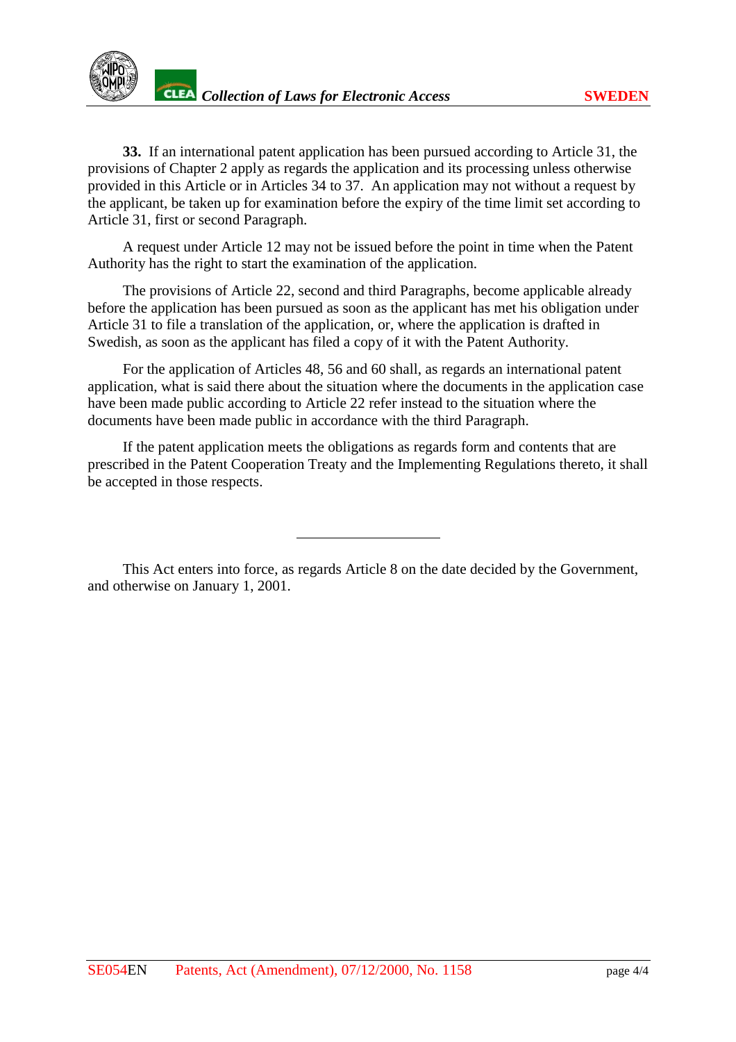**33.** If an international patent application has been pursued according to Article 31, the provisions of Chapter 2 apply as regards the application and its processing unless otherwise provided in this Article or in Articles 34 to 37. An application may not without a request by the applicant, be taken up for examination before the expiry of the time limit set according to Article 31, first or second Paragraph.

A request under Article 12 may not be issued before the point in time when the Patent Authority has the right to start the examination of the application.

The provisions of Article 22, second and third Paragraphs, become applicable already before the application has been pursued as soon as the applicant has met his obligation under Article 31 to file a translation of the application, or, where the application is drafted in Swedish, as soon as the applicant has filed a copy of it with the Patent Authority.

For the application of Articles 48, 56 and 60 shall, as regards an international patent application, what is said there about the situation where the documents in the application case have been made public according to Article 22 refer instead to the situation where the documents have been made public in accordance with the third Paragraph.

If the patent application meets the obligations as regards form and contents that are prescribed in the Patent Cooperation Treaty and the Implementing Regulations thereto, it shall be accepted in those respects.

---

This Act enters into force, as regards Article 8 on the date decided by the Government, and otherwise on January 1, 2001.